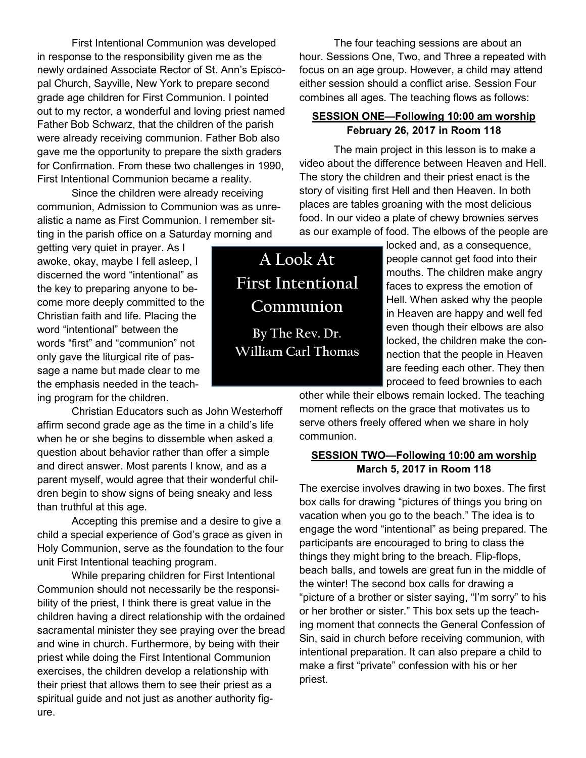# A Look At First Intentional Communion

**By The Rev. Dr. William Carl Thomas**

First Intentional Communion was developed in response to the responsibility given me as the newly ordained Associate Rector of St. Ann's Episcopal Church, Sayville, New York to prepare second grade age children for First Communion. I pointed out to my rector, a wonderful and loving priest named Father Bob Schwarz, that the children of the parish were already receiving communion. Father Bob also gave me the opportunity to prepare the sixth graders for Confirmation. From these two challenges in 1990, First Intentional Communion became a reality.

Since the children were already receiving communion, Admission to Communion was as unrealistic a name as First Communion. I remember sitting in the parish office on a Saturday morning and getting very quiet in prayer. As I awoke, okay, maybe I fell asleep, I discerned the word "intentional" as the key to preparing anyone to become more deeply committed to the Christian faith and life. Placing the word "intentional" between the words "first" and "communion" not only gave the liturgical rite of passage a name but made clear to me the emphasis needed in the teaching program for the children.

Christian Educators such as John Westerhoff affirm second grade age as the time in a child's life when he or she begins to dissemble when asked a question about behavior rather than offer a simple and direct answer. Most parents I know, and as a parent myself, would agree that their wonderful children begin to show signs of being sneaky and less than truthful at this age.

Accepting this premise and a desire to give a child a special experience of God's grace as given in Holy Communion, serve as the foundation to the four unit First Intentional teaching program.

While preparing children for First Intentional Communion should not necessarily be the responsibility of the priest, I think there is great value in the children having a direct relationship with the ordained sacramental minister they see praying over the bread and wine in church. Furthermore, by being with their priest while doing the First Intentional Communion exercises, the children develop a relationship with their priest that allows them to see their priest as a spiritual guide and not just as another authority figure.

The four teaching sessions are about an hour. Sessions One, Two, and Three a repeated with focus on an age group. However, a child may attend either session should a conflict arise. Session Four combines all ages. The teaching flows as follows:

**SESSION ONE—Following 10:00 am worship**
**February 26, 2017 in Room 118**

The main project in this lesson is to make a video about the difference between Heaven and Hell. The story the children and their priest enact is the story of visiting first Hell and then Heaven. In both places are tables groaning with the most delicious food. In our video a plate of chewy brownies serves as our example of food. The elbows of the people are locked and, as a consequence, people cannot get food into their mouths. The children make angry faces to express the emotion of Hell. When asked why the people in Heaven are happy and well fed even though their elbows are also locked, the children make the connection that the people in Heaven are feeding each other. They then proceed to feed brownies to each other while their elbows remain locked. The teaching moment reflects on the grace that motivates us to serve others freely offered when we share in holy communion.

**SESSION TWO—Following 10:00 am worship**
**March 5, 2017 in Room 118**

The exercise involves drawing in two boxes. The first box calls for drawing "pictures of things you bring on vacation when you go to the beach." The idea is to engage the word "intentional" as being prepared. The participants are encouraged to bring to class the things they might bring to the breach. Flip-flops, beach balls, and towels are great fun in the middle of the winter! The second box calls for drawing a "picture of a brother or sister saying, "I'm sorry" to his or her brother or sister." This box sets up the teaching moment that connects the General Confession of Sin, said in church before receiving communion, with intentional preparation. It can also prepare a child to make a first "private" confession with his or her priest.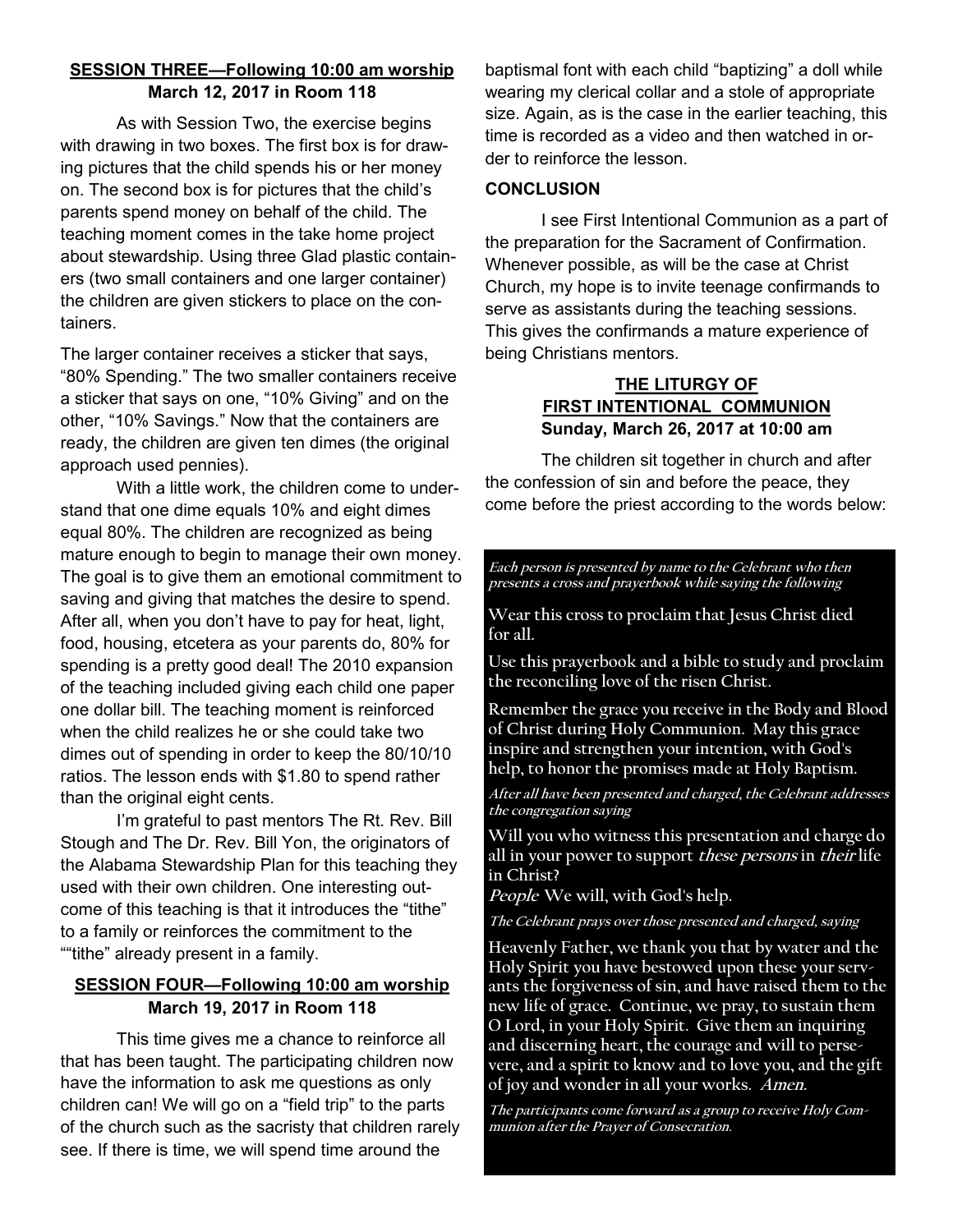**SESSION THREE—Following 10:00 am worship**
**March 12, 2017 in Room 118**

As with Session Two, the exercise begins with drawing in two boxes. The first box is for drawing pictures that the child spends his or her money on. The second box is for pictures that the child's parents spend money on behalf of the child. The teaching moment comes in the take home project about stewardship. Using three Glad plastic containers (two small containers and one larger container) the children are given stickers to place on the containers.

The larger container receives a sticker that says, "80% Spending." The two smaller containers receive a sticker that says on one, "10% Giving" and on the other, "10% Savings." Now that the containers are ready, the children are given ten dimes (the original approach used pennies).

With a little work, the children come to understand that one dime equals 10% and eight dimes equal 80%. The children are recognized as being mature enough to begin to manage their own money. The goal is to give them an emotional commitment to saving and giving that matches the desire to spend. After all, when you don't have to pay for heat, light, food, housing, etcetera as your parents do, 80% for spending is a pretty good deal! The 2010 expansion of the teaching included giving each child one paper one dollar bill. The teaching moment is reinforced when the child realizes he or she could take two dimes out of spending in order to keep the 80/10/10 ratios. The lesson ends with $1.80 to spend rather than the original eight cents.

I'm grateful to past mentors The Rt. Rev. Bill Stough and The Dr. Rev. Bill Yon, the originators of the Alabama Stewardship Plan for this teaching they used with their own children. One interesting outcome of this teaching is that it introduces the "tithe" to a family or reinforces the commitment to the ""tithe" already present in a family.

**SESSION FOUR—Following 10:00 am worship**
**March 19, 2017 in Room 118**

This time gives me a chance to reinforce all that has been taught. The participating children now have the information to ask me questions as only children can! We will go on a "field trip" to the parts of the church such as the sacristy that children rarely see. If there is time, we will spend time around the baptismal font with each child "baptizing" a doll while wearing my clerical collar and a stole of appropriate size. Again, as is the case in the earlier teaching, this time is recorded as a video and then watched in order to reinforce the lesson.

**CONCLUSION**

I see First Intentional Communion as a part of the preparation for the Sacrament of Confirmation. Whenever possible, as will be the case at Christ Church, my hope is to invite teenage confirmands to serve as assistants during the teaching sessions. This gives the confirmands a mature experience of being Christians mentors.

**THE LITURGY OF**
**FIRST INTENTIONAL COMMUNION**
**Sunday, March 26, 2017 at 10:00 am**

The children sit together in church and after the confession of sin and before the peace, they come before the priest according to the words below:

*Each person is presented by name to the Celebrant who then presents a cross and prayerbook while saying the following*

Wear this cross to proclaim that Jesus Christ died for all.

Use this prayerbook and a bible to study and proclaim the reconciling love of the risen Christ.

Remember the grace you receive in the Body and Blood of Christ during Holy Communion. May this grace inspire and strengthen your intention, with God's help, to honor the promises made at Holy Baptism.

*After all have been presented and charged, the Celebrant addresses the congregation saying*

Will you who witness this presentation and charge do all in your power to support *these persons* in *their* life in Christ?

*People* We will, with God's help.

*The Celebrant prays over those presented and charged, saying*

Heavenly Father, we thank you that by water and the Holy Spirit you have bestowed upon these your servants the forgiveness of sin, and have raised them to the new life of grace. Continue, we pray, to sustain them O Lord, in your Holy Spirit. Give them an inquiring and discerning heart, the courage and will to persevere, and a spirit to know and to love you, and the gift of joy and wonder in all your works. *Amen.*

*The participants come forward as a group to receive Holy Communion after the Prayer of Consecration.*